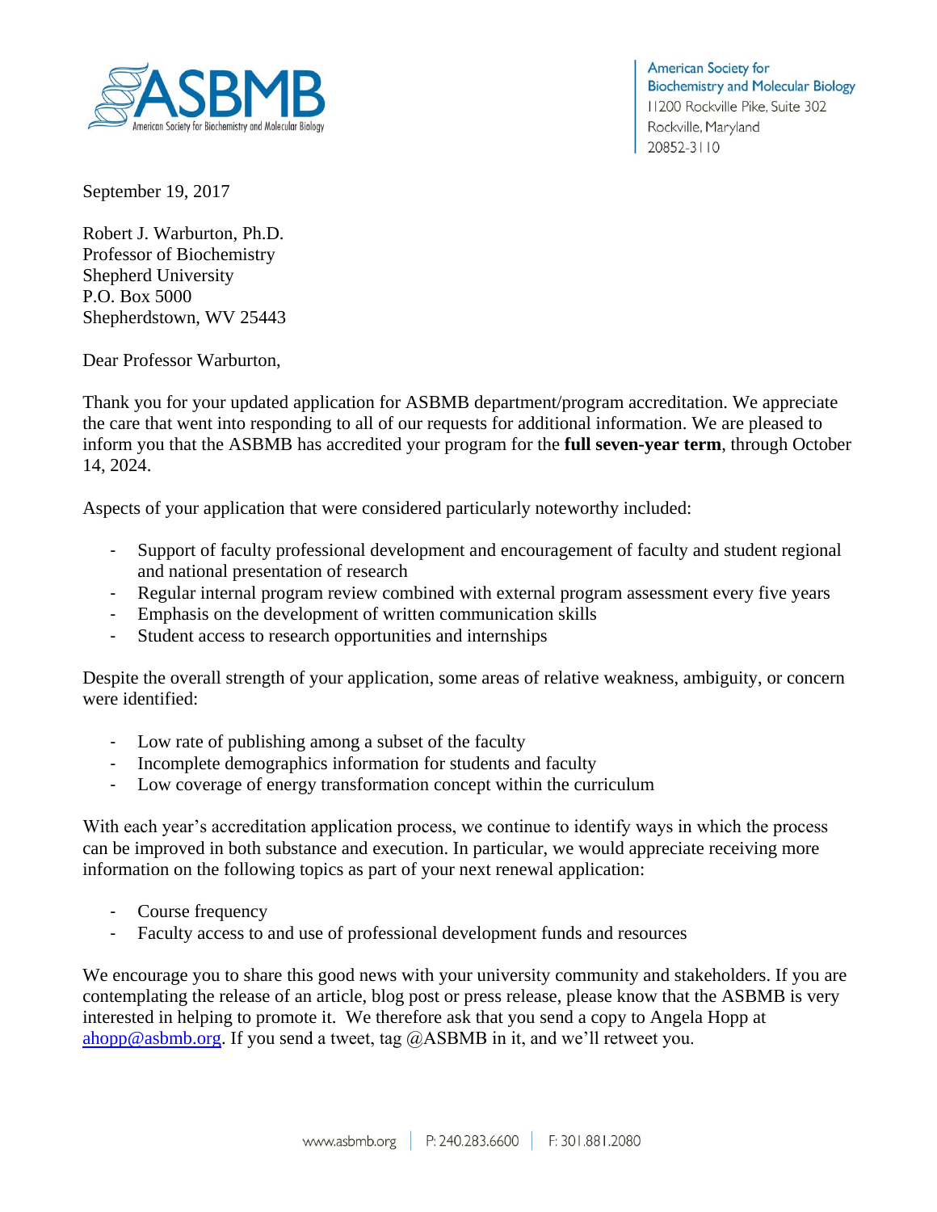ASBMB
American Society for Biochemistry and Molecular Biology

American Society for
Biochemistry and Molecular Biology
11200 Rockville Pike, Suite 302
Rockville, Maryland
20852-3110

September 19, 2017

Robert J. Warburton, Ph.D.
Professor of Biochemistry
Shepherd University
P.O. Box 5000
Shepherdstown, WV 25443

Dear Professor Warburton,

Thank you for your updated application for ASBMB department/program accreditation. We appreciate the care that went into responding to all of our requests for additional information. We are pleased to inform you that the ASBMB has accredited your program for the **full seven-year term**, through October 14, 2024.

Aspects of your application that were considered particularly noteworthy included:

- Support of faculty professional development and encouragement of faculty and student regional and national presentation of research
- Regular internal program review combined with external program assessment every five years
- Emphasis on the development of written communication skills
- Student access to research opportunities and internships

Despite the overall strength of your application, some areas of relative weakness, ambiguity, or concern were identified:

- Low rate of publishing among a subset of the faculty
- Incomplete demographics information for students and faculty
- Low coverage of energy transformation concept within the curriculum

With each year's accreditation application process, we continue to identify ways in which the process can be improved in both substance and execution. In particular, we would appreciate receiving more information on the following topics as part of your next renewal application:

- Course frequency
- Faculty access to and use of professional development funds and resources

We encourage you to share this good news with your university community and stakeholders. If you are contemplating the release of an article, blog post or press release, please know that the ASBMB is very interested in helping to promote it. We therefore ask that you send a copy to Angela Hopp at ahopp@asbmb.org. If you send a tweet, tag @ASBMB in it, and we'll retweet you.

www.asbmb.org | P: 240.283.6600 | F: 301.881.2080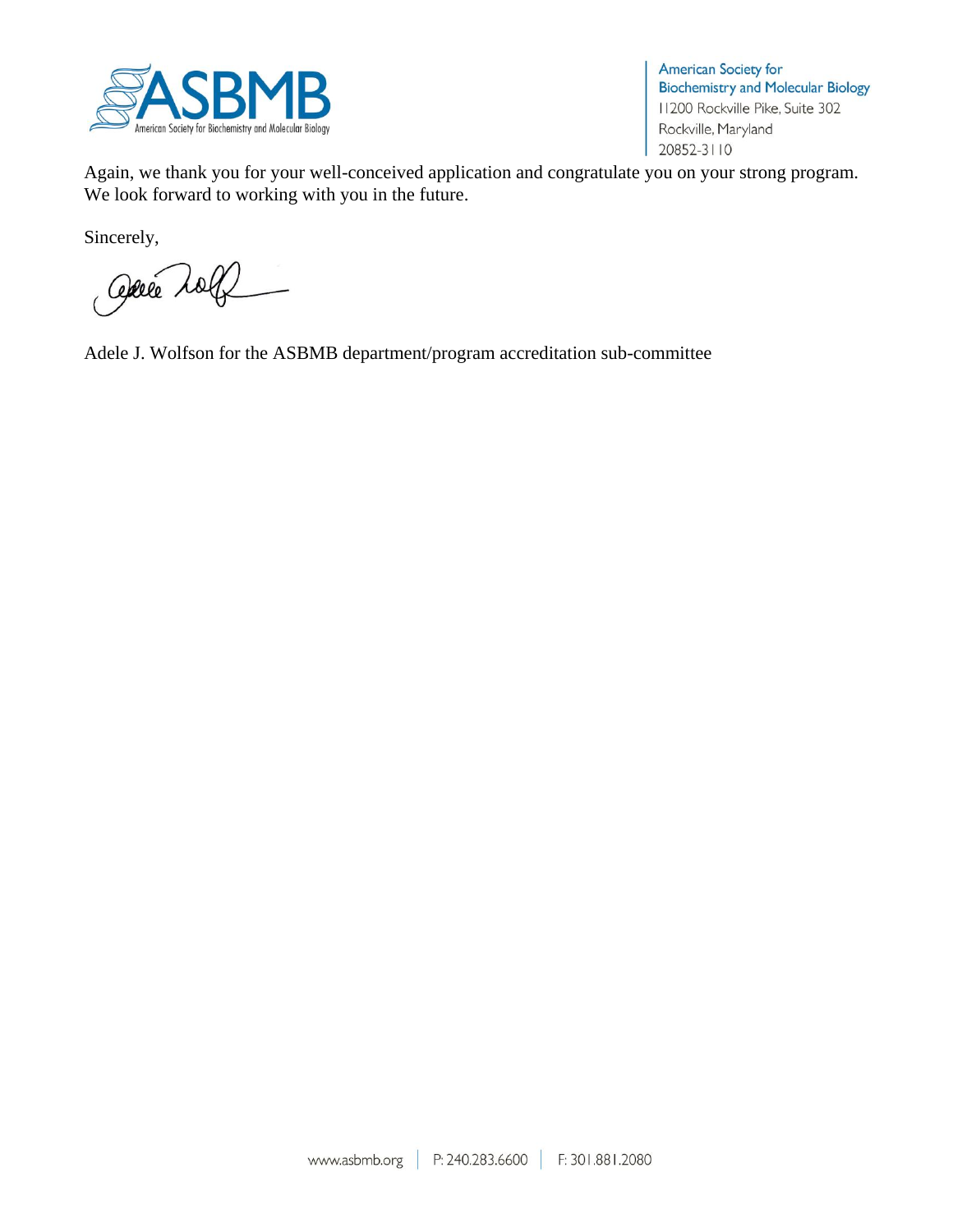Again, we thank you for your well-conceived application and congratulate you on your strong program. We look forward to working with you in the future.

Sincerely,

Adele J. Wolfson for the ASBMB department/program accreditation sub-committee